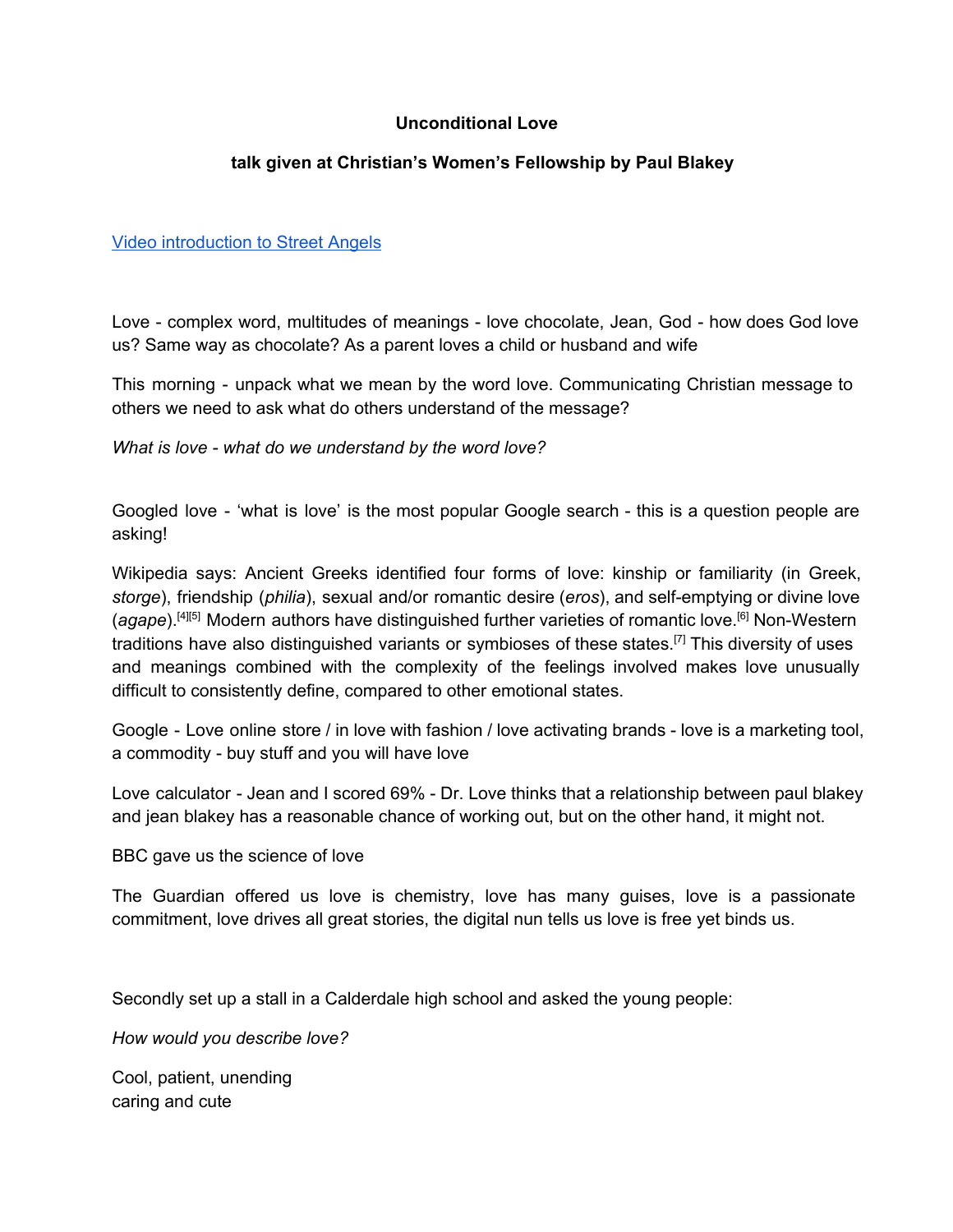**Unconditional Love**

**talk given at Christian's Women's Fellowship by Paul Blakey**

[Video introduction to Street Angels]

Love - complex word, multitudes of meanings - love chocolate, Jean, God - how does God love us? Same way as chocolate? As a parent loves a child or husband and wife

This morning - unpack what we mean by the word love. Communicating Christian message to others we need to ask what do others understand of the message?

*What is love - what do we understand by the word love?*

Googled love - 'what is love' is the most popular Google search - this is a question people are asking!

Wikipedia says: Ancient Greeks identified four forms of love: kinship or familiarity (in Greek, *storge*), friendship (*philia*), sexual and/or romantic desire (*eros*), and self-emptying or divine love (*agape*).[4][5] Modern authors have distinguished further varieties of romantic love.[6] Non-Western traditions have also distinguished variants or symbioses of these states.[7] This diversity of uses and meanings combined with the complexity of the feelings involved makes love unusually difficult to consistently define, compared to other emotional states.

Google - Love online store / in love with fashion / love activating brands - love is a marketing tool, a commodity - buy stuff and you will have love

Love calculator - Jean and I scored 69% - Dr. Love thinks that a relationship between paul blakey and jean blakey has a reasonable chance of working out, but on the other hand, it might not.

BBC gave us the science of love

The Guardian offered us love is chemistry, love has many guises, love is a passionate commitment, love drives all great stories, the digital nun tells us love is free yet binds us.

Secondly set up a stall in a Calderdale high school and asked the young people:

*How would you describe love?*

Cool, patient, unending
caring and cute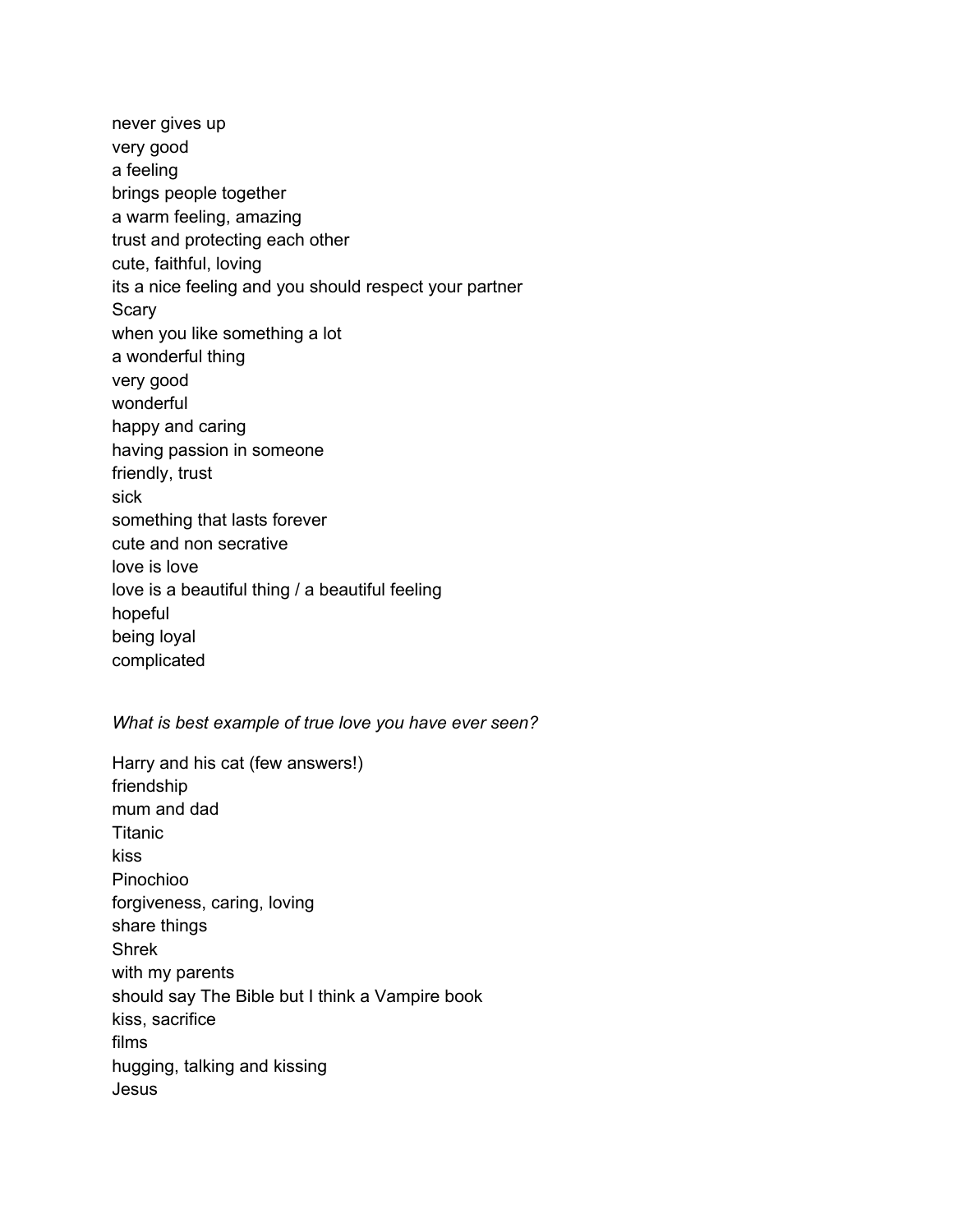never gives up
very good
a feeling
brings people together
a warm feeling, amazing
trust and protecting each other
cute, faithful, loving
its a nice feeling and you should respect your partner
Scary
when you like something a lot
a wonderful thing
very good
wonderful
happy and caring
having passion in someone
friendly, trust
sick
something that lasts forever
cute and non secrative
love is love
love is a beautiful thing / a beautiful feeling
hopeful
being loyal
complicated

*What is best example of true love you have ever seen?*

Harry and his cat (few answers!)
friendship
mum and dad
Titanic
kiss
Pinochioo
forgiveness, caring, loving
share things
Shrek
with my parents
should say The Bible but I think a Vampire book
kiss, sacrifice
films
hugging, talking and kissing
Jesus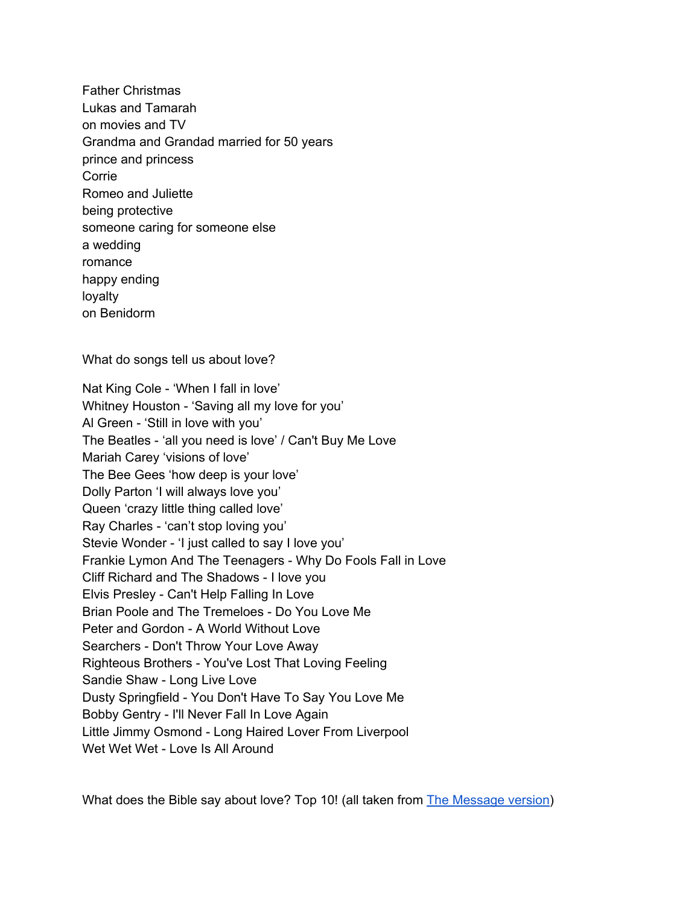Father Christmas
Lukas and Tamarah
on movies and TV
Grandma and Grandad married for 50 years
prince and princess
Corrie
Romeo and Juliette
being protective
someone caring for someone else
a wedding
romance
happy ending
loyalty
on Benidorm

What do songs tell us about love?

Nat King Cole - ‘When I fall in love’
Whitney Houston - ‘Saving all my love for you’
Al Green - ‘Still in love with you’
The Beatles - ‘all you need is love’ / Can't Buy Me Love
Mariah Carey ‘visions of love’
The Bee Gees ‘how deep is your love’
Dolly Parton ‘I will always love you’
Queen ‘crazy little thing called love’
Ray Charles - ‘can’t stop loving you’
Stevie Wonder - ‘I just called to say I love you’
Frankie Lymon And The Teenagers - Why Do Fools Fall in Love
Cliff Richard and The Shadows - I love you
Elvis Presley - Can't Help Falling In Love
Brian Poole and The Tremeloes - Do You Love Me
Peter and Gordon - A World Without Love
Searchers - Don't Throw Your Love Away
Righteous Brothers - You've Lost That Loving Feeling
Sandie Shaw - Long Live Love
Dusty Springfield - You Don't Have To Say You Love Me
Bobby Gentry - I'll Never Fall In Love Again
Little Jimmy Osmond - Long Haired Lover From Liverpool
Wet Wet Wet - Love Is All Around

What does the Bible say about love? Top 10! (all taken from The Message version)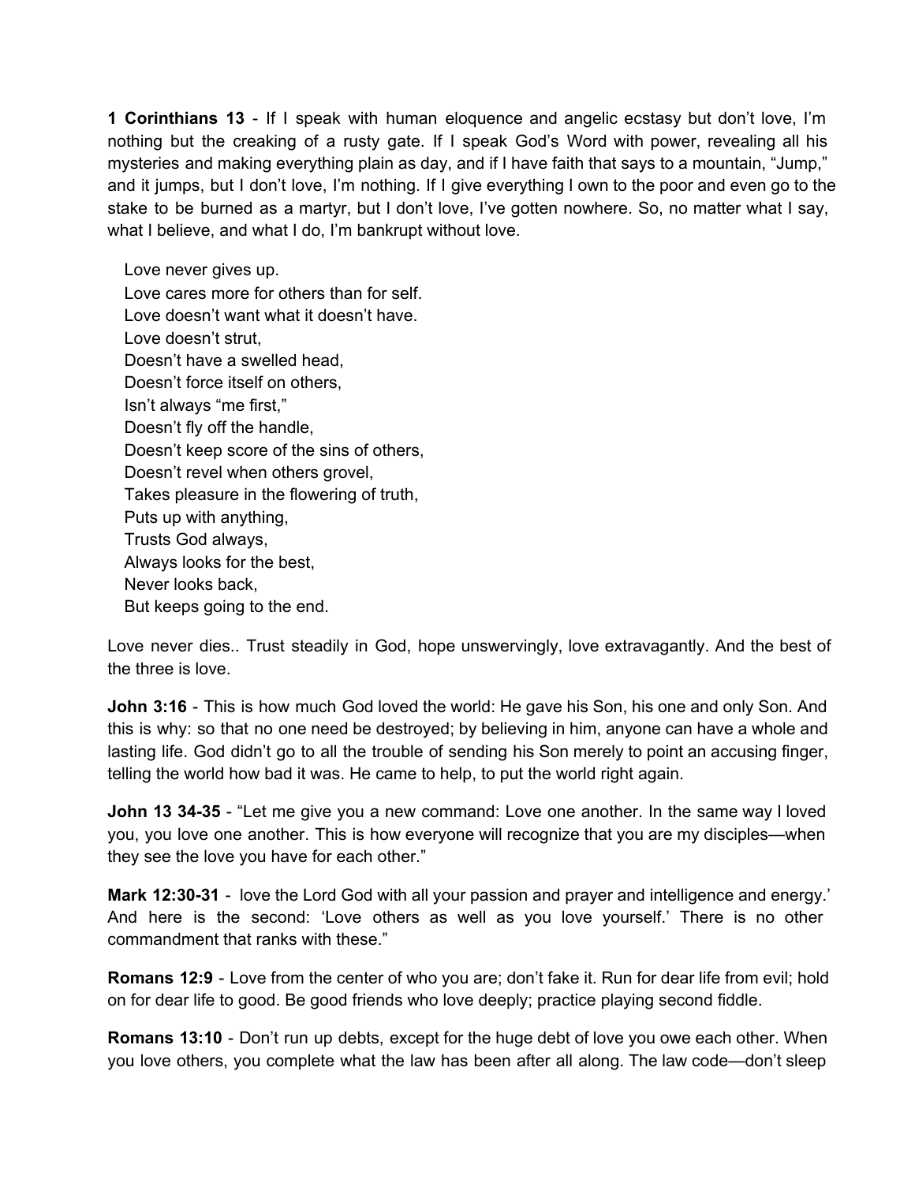**1 Corinthians 13** - If I speak with human eloquence and angelic ecstasy but don't love, I'm nothing but the creaking of a rusty gate. If I speak God's Word with power, revealing all his mysteries and making everything plain as day, and if I have faith that says to a mountain, "Jump," and it jumps, but I don't love, I'm nothing. If I give everything I own to the poor and even go to the stake to be burned as a martyr, but I don't love, I've gotten nowhere. So, no matter what I say, what I believe, and what I do, I'm bankrupt without love.

Love never gives up.  
Love cares more for others than for self.  
Love doesn't want what it doesn't have.  
Love doesn't strut,  
Doesn't have a swelled head,  
Doesn't force itself on others,  
Isn't always "me first,"  
Doesn't fly off the handle,  
Doesn't keep score of the sins of others,  
Doesn't revel when others grovel,  
Takes pleasure in the flowering of truth,  
Puts up with anything,  
Trusts God always,  
Always looks for the best,  
Never looks back,  
But keeps going to the end.

Love never dies.. Trust steadily in God, hope unswervingly, love extravagantly. And the best of the three is love.

**John 3:16** - This is how much God loved the world: He gave his Son, his one and only Son. And this is why: so that no one need be destroyed; by believing in him, anyone can have a whole and lasting life. God didn't go to all the trouble of sending his Son merely to point an accusing finger, telling the world how bad it was. He came to help, to put the world right again.

**John 13 34-35** - "Let me give you a new command: Love one another. In the same way I loved you, you love one another. This is how everyone will recognize that you are my disciples—when they see the love you have for each other."

**Mark 12:30-31** - love the Lord God with all your passion and prayer and intelligence and energy.' And here is the second: 'Love others as well as you love yourself.' There is no other commandment that ranks with these."

**Romans 12:9** - Love from the center of who you are; don't fake it. Run for dear life from evil; hold on for dear life to good. Be good friends who love deeply; practice playing second fiddle.

**Romans 13:10** - Don't run up debts, except for the huge debt of love you owe each other. When you love others, you complete what the law has been after all along. The law code—don't sleep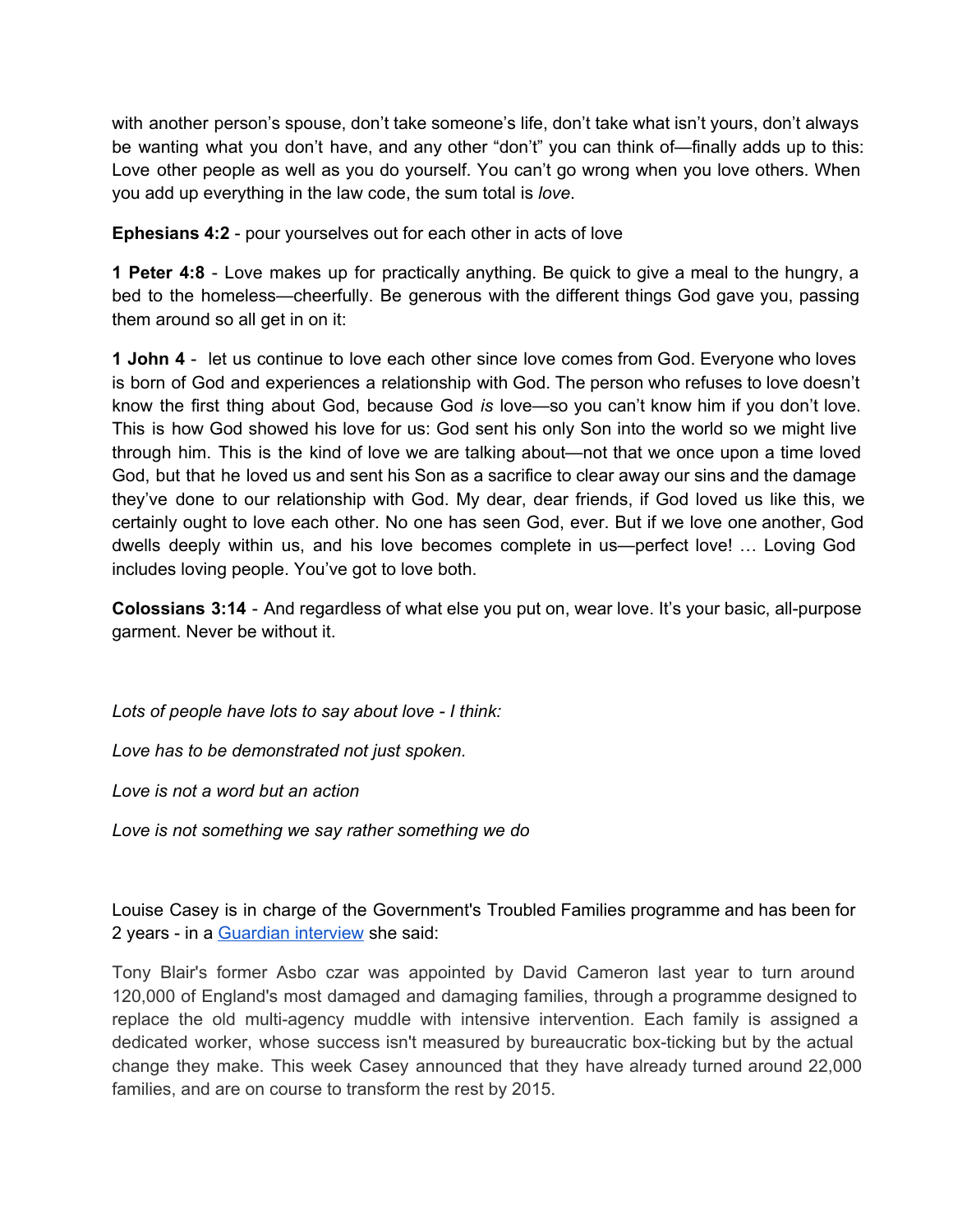with another person's spouse, don't take someone's life, don't take what isn't yours, don't always be wanting what you don't have, and any other "don't" you can think of—finally adds up to this: Love other people as well as you do yourself. You can't go wrong when you love others. When you add up everything in the law code, the sum total is *love*.

**Ephesians 4:2** - pour yourselves out for each other in acts of love

**1 Peter 4:8** - Love makes up for practically anything. Be quick to give a meal to the hungry, a bed to the homeless—cheerfully. Be generous with the different things God gave you, passing them around so all get in on it:

**1 John 4** - let us continue to love each other since love comes from God. Everyone who loves is born of God and experiences a relationship with God. The person who refuses to love doesn't know the first thing about God, because God *is* love—so you can't know him if you don't love. This is how God showed his love for us: God sent his only Son into the world so we might live through him. This is the kind of love we are talking about—not that we once upon a time loved God, but that he loved us and sent his Son as a sacrifice to clear away our sins and the damage they've done to our relationship with God. My dear, dear friends, if God loved us like this, we certainly ought to love each other. No one has seen God, ever. But if we love one another, God dwells deeply within us, and his love becomes complete in us—perfect love! … Loving God includes loving people. You've got to love both.

**Colossians 3:14** - And regardless of what else you put on, wear love. It's your basic, all-purpose garment. Never be without it.

*Lots of people have lots to say about love - I think:*

*Love has to be demonstrated not just spoken.*

*Love is not a word but an action*

*Love is not something we say rather something we do*

Louise Casey is in charge of the Government's Troubled Families programme and has been for 2 years - in a [Guardian interview](#) she said:

Tony Blair's former Asbo czar was appointed by David Cameron last year to turn around 120,000 of England's most damaged and damaging families, through a programme designed to replace the old multi-agency muddle with intensive intervention. Each family is assigned a dedicated worker, whose success isn't measured by bureaucratic box-ticking but by the actual change they make. This week Casey announced that they have already turned around 22,000 families, and are on course to transform the rest by 2015.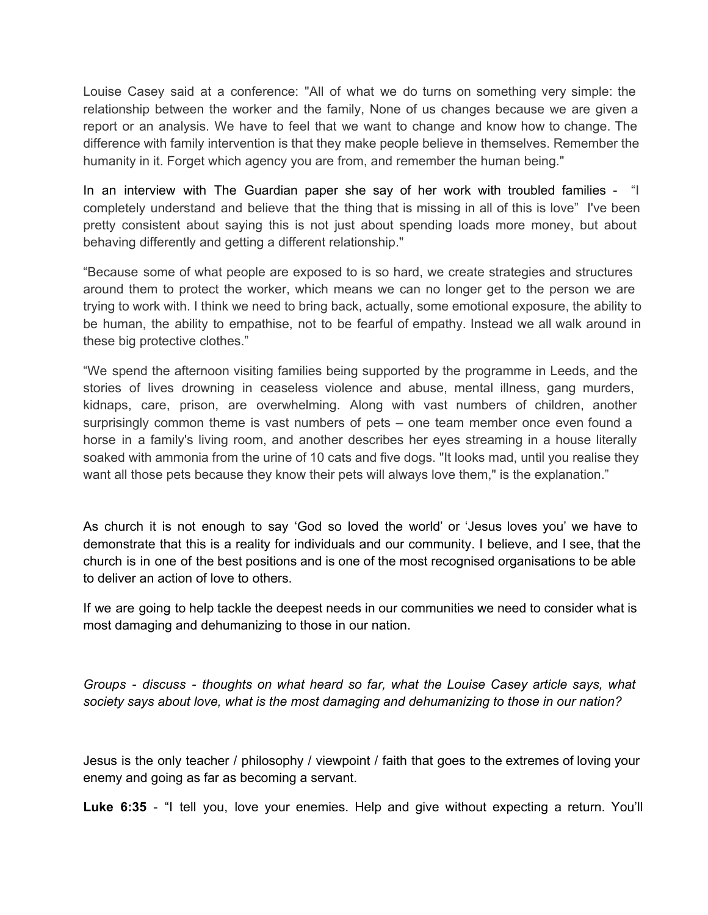Louise Casey said at a conference: "All of what we do turns on something very simple: the relationship between the worker and the family, None of us changes because we are given a report or an analysis. We have to feel that we want to change and know how to change. The difference with family intervention is that they make people believe in themselves. Remember the humanity in it. Forget which agency you are from, and remember the human being."

In an interview with The Guardian paper she say of her work with troubled families - "I completely understand and believe that the thing that is missing in all of this is love" I've been pretty consistent about saying this is not just about spending loads more money, but about behaving differently and getting a different relationship."

"Because some of what people are exposed to is so hard, we create strategies and structures around them to protect the worker, which means we can no longer get to the person we are trying to work with. I think we need to bring back, actually, some emotional exposure, the ability to be human, the ability to empathise, not to be fearful of empathy. Instead we all walk around in these big protective clothes."

"We spend the afternoon visiting families being supported by the programme in Leeds, and the stories of lives drowning in ceaseless violence and abuse, mental illness, gang murders, kidnaps, care, prison, are overwhelming. Along with vast numbers of children, another surprisingly common theme is vast numbers of pets – one team member once even found a horse in a family's living room, and another describes her eyes streaming in a house literally soaked with ammonia from the urine of 10 cats and five dogs. "It looks mad, until you realise they want all those pets because they know their pets will always love them," is the explanation."

As church it is not enough to say 'God so loved the world' or 'Jesus loves you' we have to demonstrate that this is a reality for individuals and our community. I believe, and I see, that the church is in one of the best positions and is one of the most recognised organisations to be able to deliver an action of love to others.

If we are going to help tackle the deepest needs in our communities we need to consider what is most damaging and dehumanizing to those in our nation.

*Groups - discuss - thoughts on what heard so far, what the Louise Casey article says, what society says about love, what is the most damaging and dehumanizing to those in our nation?*

Jesus is the only teacher / philosophy / viewpoint / faith that goes to the extremes of loving your enemy and going as far as becoming a servant.

**Luke 6:35** - "I tell you, love your enemies. Help and give without expecting a return. You'll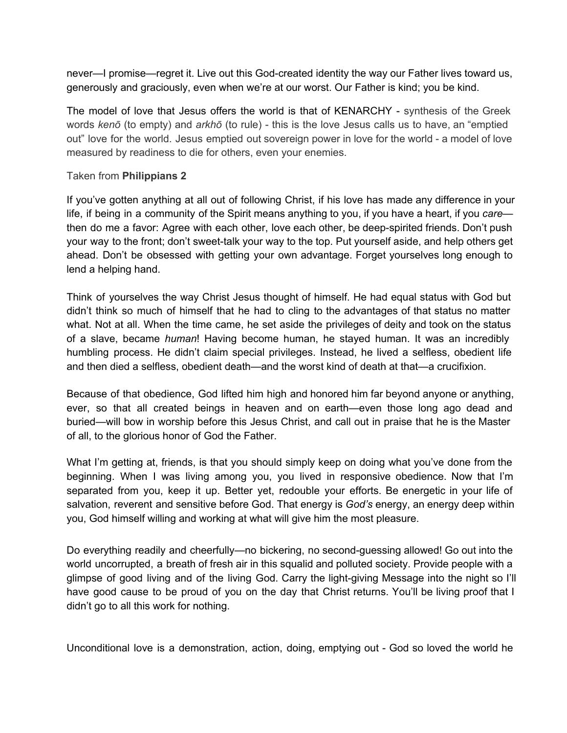never—I promise—regret it. Live out this God-created identity the way our Father lives toward us, generously and graciously, even when we're at our worst. Our Father is kind; you be kind.

The model of love that Jesus offers the world is that of KENARCHY - synthesis of the Greek words *kenō* (to empty) and *arkhō* (to rule) - this is the love Jesus calls us to have, an "emptied out" love for the world. Jesus emptied out sovereign power in love for the world - a model of love measured by readiness to die for others, even your enemies.

Taken from **Philippians 2**

If you've gotten anything at all out of following Christ, if his love has made any difference in your life, if being in a community of the Spirit means anything to you, if you have a heart, if you *care*—then do me a favor: Agree with each other, love each other, be deep-spirited friends. Don't push your way to the front; don't sweet-talk your way to the top. Put yourself aside, and help others get ahead. Don't be obsessed with getting your own advantage. Forget yourselves long enough to lend a helping hand.

Think of yourselves the way Christ Jesus thought of himself. He had equal status with God but didn't think so much of himself that he had to cling to the advantages of that status no matter what. Not at all. When the time came, he set aside the privileges of deity and took on the status of a slave, became *human*! Having become human, he stayed human. It was an incredibly humbling process. He didn't claim special privileges. Instead, he lived a selfless, obedient life and then died a selfless, obedient death—and the worst kind of death at that—a crucifixion.

Because of that obedience, God lifted him high and honored him far beyond anyone or anything, ever, so that all created beings in heaven and on earth—even those long ago dead and buried—will bow in worship before this Jesus Christ, and call out in praise that he is the Master of all, to the glorious honor of God the Father.

What I'm getting at, friends, is that you should simply keep on doing what you've done from the beginning. When I was living among you, you lived in responsive obedience. Now that I'm separated from you, keep it up. Better yet, redouble your efforts. Be energetic in your life of salvation, reverent and sensitive before God. That energy is *God's* energy, an energy deep within you, God himself willing and working at what will give him the most pleasure.

Do everything readily and cheerfully—no bickering, no second-guessing allowed! Go out into the world uncorrupted, a breath of fresh air in this squalid and polluted society. Provide people with a glimpse of good living and of the living God. Carry the light-giving Message into the night so I'll have good cause to be proud of you on the day that Christ returns. You'll be living proof that I didn't go to all this work for nothing.

Unconditional love is a demonstration, action, doing, emptying out - God so loved the world he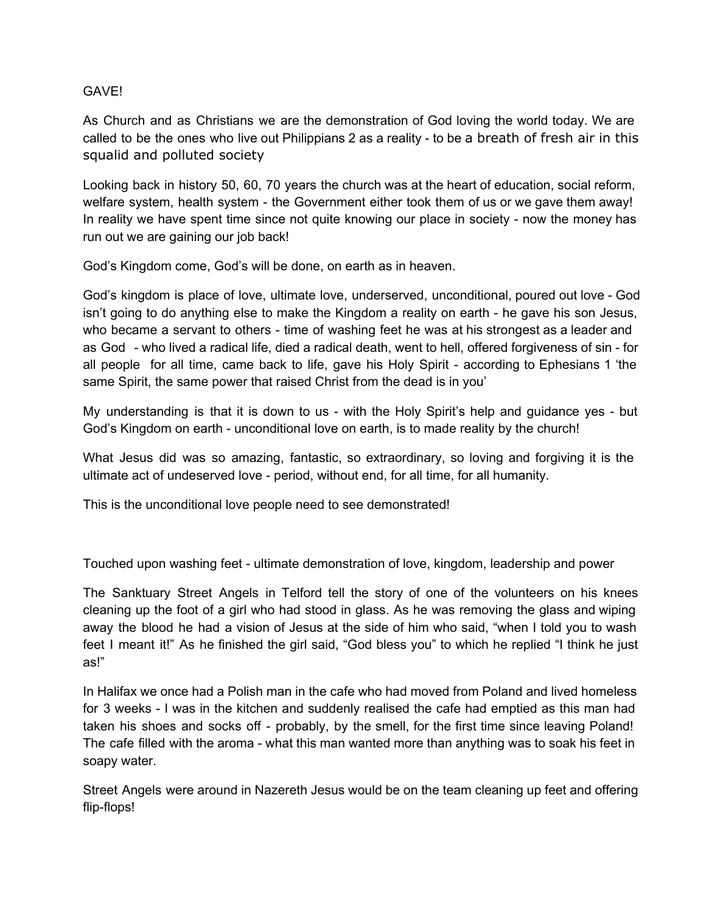GAVE!

As Church and as Christians we are the demonstration of God loving the world today. We are called to be the ones who live out Philippians 2 as a reality - to be a breath of fresh air in this squalid and polluted society

Looking back in history 50, 60, 70 years the church was at the heart of education, social reform, welfare system, health system - the Government either took them of us or we gave them away! In reality we have spent time since not quite knowing our place in society - now the money has run out we are gaining our job back!

God's Kingdom come, God's will be done, on earth as in heaven.

God's kingdom is place of love, ultimate love, underserved, unconditional, poured out love - God isn't going to do anything else to make the Kingdom a reality on earth - he gave his son Jesus, who became a servant to others - time of washing feet he was at his strongest as a leader and as God - who lived a radical life, died a radical death, went to hell, offered forgiveness of sin - for all people for all time, came back to life, gave his Holy Spirit - according to Ephesians 1 'the same Spirit, the same power that raised Christ from the dead is in you'

My understanding is that it is down to us - with the Holy Spirit's help and guidance yes - but God's Kingdom on earth - unconditional love on earth, is to made reality by the church!

What Jesus did was so amazing, fantastic, so extraordinary, so loving and forgiving it is the ultimate act of undeserved love - period, without end, for all time, for all humanity.

This is the unconditional love people need to see demonstrated!

Touched upon washing feet - ultimate demonstration of love, kingdom, leadership and power

The Sanktuary Street Angels in Telford tell the story of one of the volunteers on his knees cleaning up the foot of a girl who had stood in glass. As he was removing the glass and wiping away the blood he had a vision of Jesus at the side of him who said, "when I told you to wash feet I meant it!" As he finished the girl said, "God bless you" to which he replied "I think he just as!"

In Halifax we once had a Polish man in the cafe who had moved from Poland and lived homeless for 3 weeks - I was in the kitchen and suddenly realised the cafe had emptied as this man had taken his shoes and socks off - probably, by the smell, for the first time since leaving Poland! The cafe filled with the aroma - what this man wanted more than anything was to soak his feet in soapy water.

Street Angels were around in Nazereth Jesus would be on the team cleaning up feet and offering flip-flops!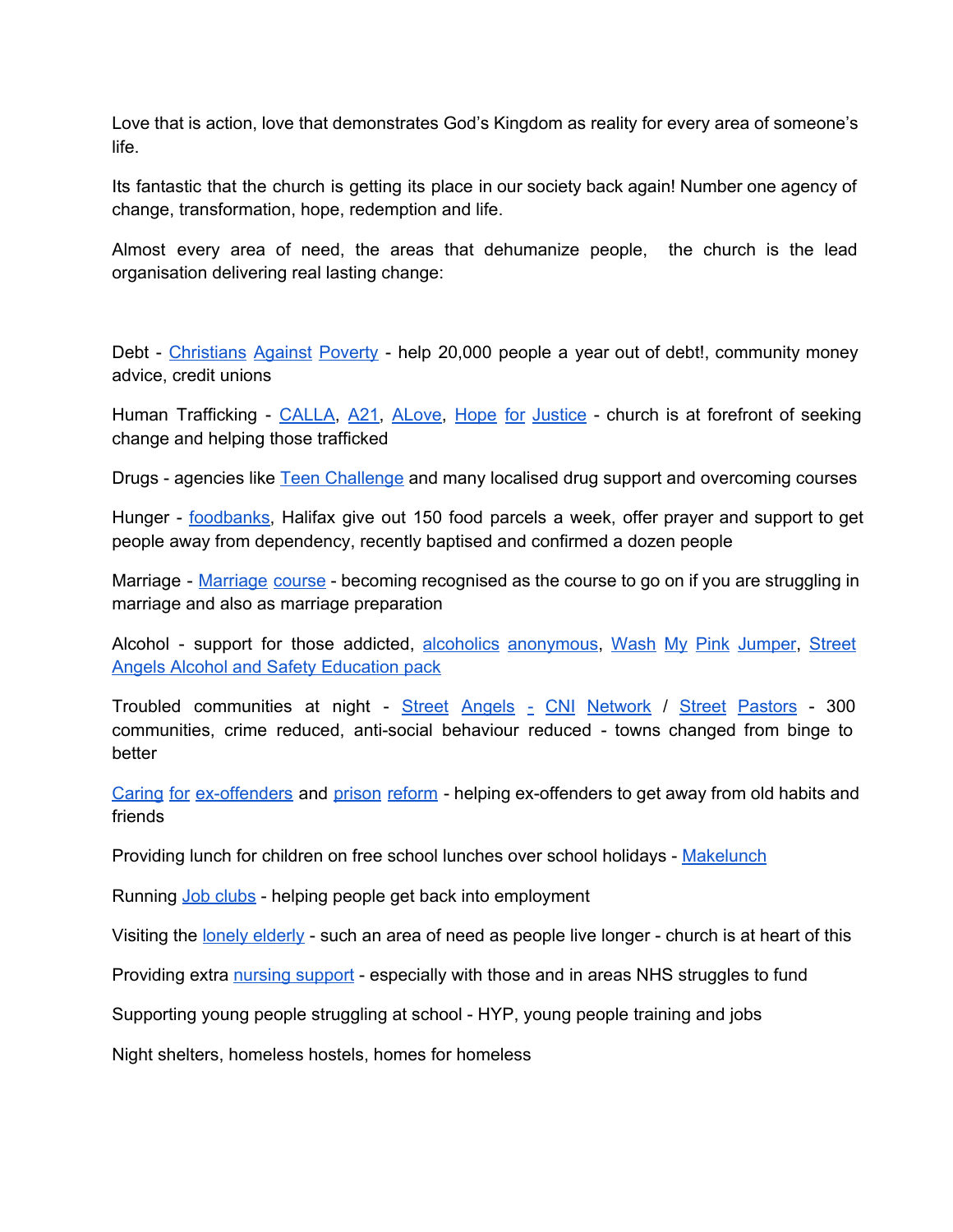Love that is action, love that demonstrates God's Kingdom as reality for every area of someone's life.

Its fantastic that the church is getting its place in our society back again! Number one agency of change, transformation, hope, redemption and life.

Almost every area of need, the areas that dehumanize people, the church is the lead organisation delivering real lasting change:

Debt - Christians Against Poverty - help 20,000 people a year out of debt!, community money advice, credit unions

Human Trafficking - CALLA, A21, ALove, Hope for Justice - church is at forefront of seeking change and helping those trafficked

Drugs - agencies like Teen Challenge and many localised drug support and overcoming courses

Hunger - foodbanks, Halifax give out 150 food parcels a week, offer prayer and support to get people away from dependency, recently baptised and confirmed a dozen people

Marriage - Marriage course - becoming recognised as the course to go on if you are struggling in marriage and also as marriage preparation

Alcohol - support for those addicted, alcoholics anonymous, Wash My Pink Jumper, Street Angels Alcohol and Safety Education pack

Troubled communities at night - Street Angels - CNI Network / Street Pastors - 300 communities, crime reduced, anti-social behaviour reduced - towns changed from binge to better

Caring for ex-offenders and prison reform - helping ex-offenders to get away from old habits and friends

Providing lunch for children on free school lunches over school holidays - Makelunch

Running Job clubs - helping people get back into employment

Visiting the lonely elderly - such an area of need as people live longer - church is at heart of this

Providing extra nursing support - especially with those and in areas NHS struggles to fund

Supporting young people struggling at school - HYP, young people training and jobs

Night shelters, homeless hostels, homes for homeless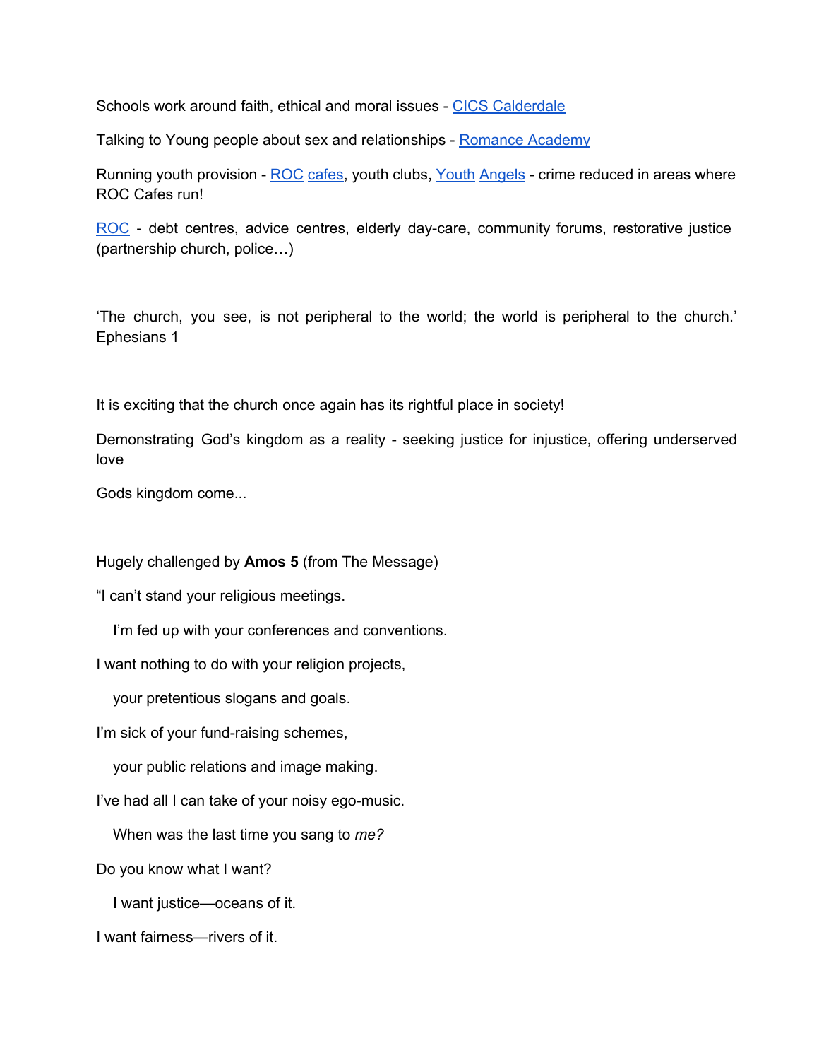Schools work around faith, ethical and moral issues - CICS Calderdale

Talking to Young people about sex and relationships - Romance Academy

Running youth provision - ROC cafes, youth clubs, Youth Angels - crime reduced in areas where ROC Cafes run!

ROC - debt centres, advice centres, elderly day-care, community forums, restorative justice (partnership church, police…)

‘The church, you see, is not peripheral to the world; the world is peripheral to the church.’ Ephesians 1

It is exciting that the church once again has its rightful place in society!

Demonstrating God’s kingdom as a reality - seeking justice for injustice, offering underserved love

Gods kingdom come...

Hugely challenged by **Amos 5** (from The Message)

“I can’t stand your religious meetings.

I’m fed up with your conferences and conventions.

I want nothing to do with your religion projects,

your pretentious slogans and goals.

I’m sick of your fund-raising schemes,

your public relations and image making.

I’ve had all I can take of your noisy ego-music.

When was the last time you sang to *me?*

Do you know what I want?

I want justice—oceans of it.

I want fairness—rivers of it.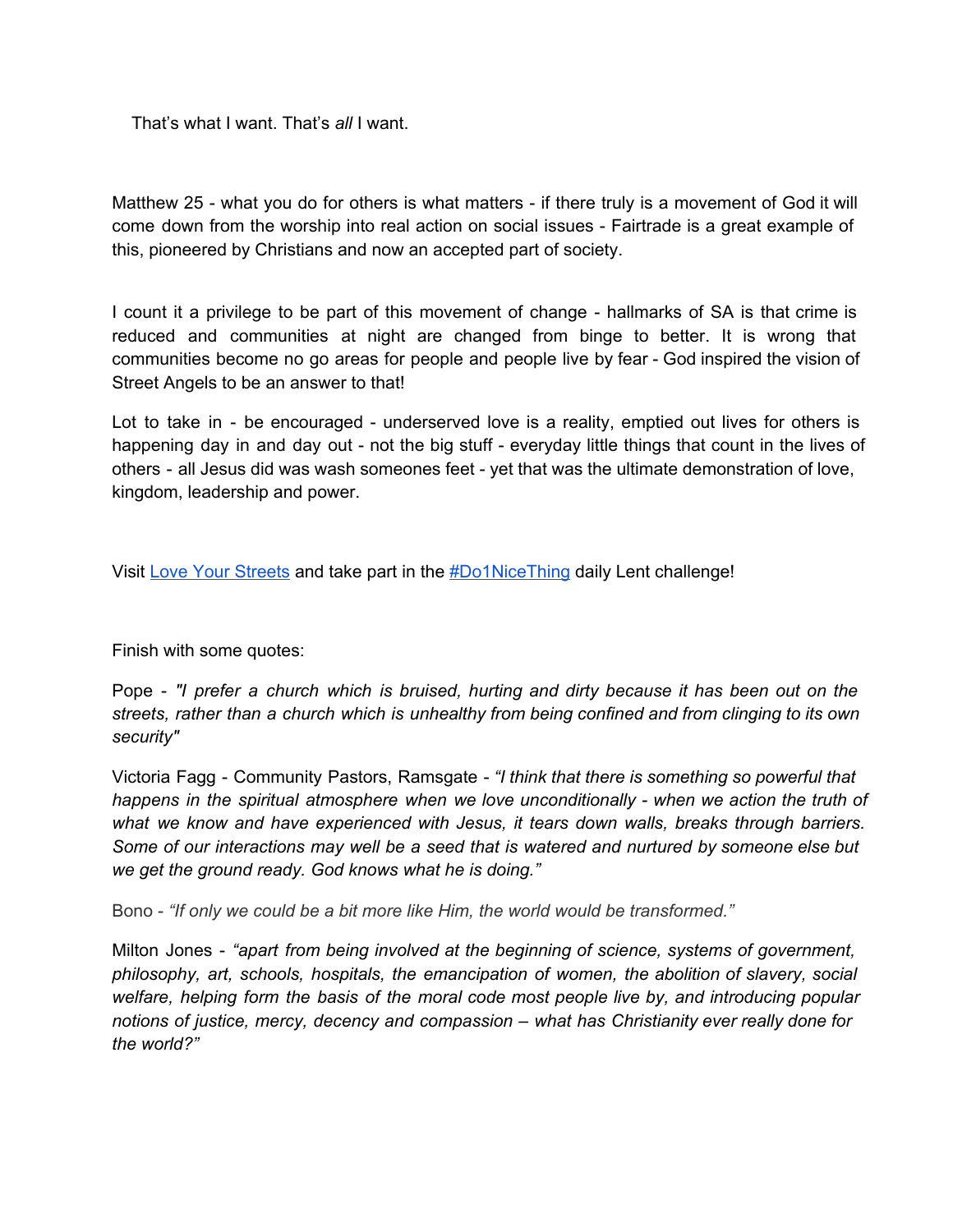That's what I want. That's *all* I want.

Matthew 25 - what you do for others is what matters - if there truly is a movement of God it will come down from the worship into real action on social issues - Fairtrade is a great example of this, pioneered by Christians and now an accepted part of society.

I count it a privilege to be part of this movement of change - hallmarks of SA is that crime is reduced and communities at night are changed from binge to better. It is wrong that communities become no go areas for people and people live by fear - God inspired the vision of Street Angels to be an answer to that!

Lot to take in - be encouraged - underserved love is a reality, emptied out lives for others is happening day in and day out - not the big stuff - everyday little things that count in the lives of others - all Jesus did was wash someones feet - yet that was the ultimate demonstration of love, kingdom, leadership and power.

Visit [Love Your Streets]() and take part in the [#Do1NiceThing]() daily Lent challenge!

Finish with some quotes:

Pope - *"I prefer a church which is bruised, hurting and dirty because it has been out on the streets, rather than a church which is unhealthy from being confined and from clinging to its own security"*

Victoria Fagg - Community Pastors, Ramsgate - *"I think that there is something so powerful that happens in the spiritual atmosphere when we love unconditionally - when we action the truth of what we know and have experienced with Jesus, it tears down walls, breaks through barriers. Some of our interactions may well be a seed that is watered and nurtured by someone else but we get the ground ready. God knows what he is doing."*

Bono - *"If only we could be a bit more like Him, the world would be transformed."*

Milton Jones - *"apart from being involved at the beginning of science, systems of government, philosophy, art, schools, hospitals, the emancipation of women, the abolition of slavery, social welfare, helping form the basis of the moral code most people live by, and introducing popular notions of justice, mercy, decency and compassion – what has Christianity ever really done for the world?"*